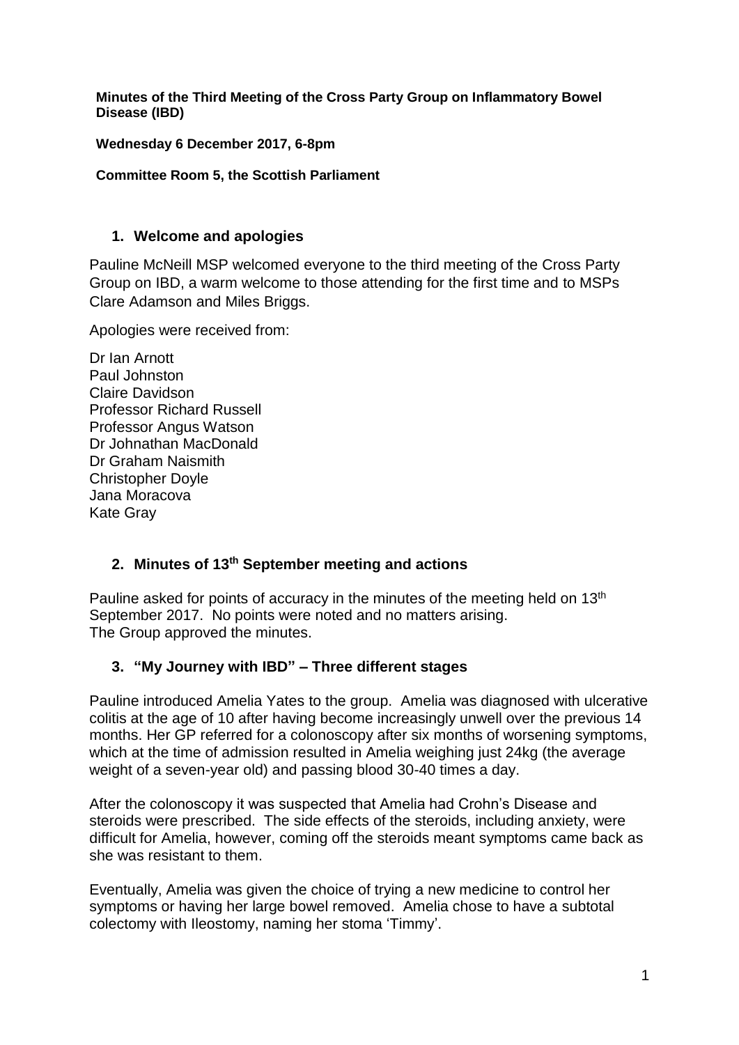**Minutes of the Third Meeting of the Cross Party Group on Inflammatory Bowel Disease (IBD)**

**Wednesday 6 December 2017, 6-8pm**

**Committee Room 5, the Scottish Parliament**

## 1. Welcome and apologies

Pauline McNeill MSP welcomed everyone to the third meeting of the Cross Party Group on IBD, a warm welcome to those attending for the first time and to MSPs Clare Adamson and Miles Briggs.

Apologies were received from:

Dr Ian Arnott
Paul Johnston
Claire Davidson
Professor Richard Russell
Professor Angus Watson
Dr Johnathan MacDonald
Dr Graham Naismith
Christopher Doyle
Jana Moracova
Kate Gray

## 2. Minutes of 13th September meeting and actions

Pauline asked for points of accuracy in the minutes of the meeting held on 13th September 2017. No points were noted and no matters arising.
The Group approved the minutes.

## 3. "My Journey with IBD" – Three different stages

Pauline introduced Amelia Yates to the group. Amelia was diagnosed with ulcerative colitis at the age of 10 after having become increasingly unwell over the previous 14 months. Her GP referred for a colonoscopy after six months of worsening symptoms, which at the time of admission resulted in Amelia weighing just 24kg (the average weight of a seven-year old) and passing blood 30-40 times a day.

After the colonoscopy it was suspected that Amelia had Crohn's Disease and steroids were prescribed. The side effects of the steroids, including anxiety, were difficult for Amelia, however, coming off the steroids meant symptoms came back as she was resistant to them.

Eventually, Amelia was given the choice of trying a new medicine to control her symptoms or having her large bowel removed. Amelia chose to have a subtotal colectomy with Ileostomy, naming her stoma 'Timmy'.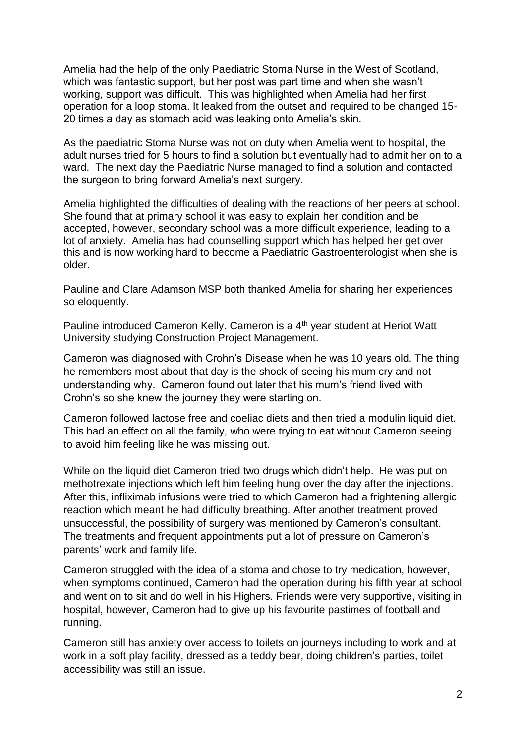Amelia had the help of the only Paediatric Stoma Nurse in the West of Scotland, which was fantastic support, but her post was part time and when she wasn't working, support was difficult. This was highlighted when Amelia had her first operation for a loop stoma. It leaked from the outset and required to be changed 15-20 times a day as stomach acid was leaking onto Amelia's skin.

As the paediatric Stoma Nurse was not on duty when Amelia went to hospital, the adult nurses tried for 5 hours to find a solution but eventually had to admit her on to a ward. The next day the Paediatric Nurse managed to find a solution and contacted the surgeon to bring forward Amelia's next surgery.

Amelia highlighted the difficulties of dealing with the reactions of her peers at school. She found that at primary school it was easy to explain her condition and be accepted, however, secondary school was a more difficult experience, leading to a lot of anxiety. Amelia has had counselling support which has helped her get over this and is now working hard to become a Paediatric Gastroenterologist when she is older.

Pauline and Clare Adamson MSP both thanked Amelia for sharing her experiences so eloquently.

Pauline introduced Cameron Kelly. Cameron is a 4th year student at Heriot Watt University studying Construction Project Management.

Cameron was diagnosed with Crohn's Disease when he was 10 years old. The thing he remembers most about that day is the shock of seeing his mum cry and not understanding why. Cameron found out later that his mum's friend lived with Crohn's so she knew the journey they were starting on.

Cameron followed lactose free and coeliac diets and then tried a modulin liquid diet. This had an effect on all the family, who were trying to eat without Cameron seeing to avoid him feeling like he was missing out.

While on the liquid diet Cameron tried two drugs which didn't help. He was put on methotrexate injections which left him feeling hung over the day after the injections. After this, infliximab infusions were tried to which Cameron had a frightening allergic reaction which meant he had difficulty breathing. After another treatment proved unsuccessful, the possibility of surgery was mentioned by Cameron's consultant. The treatments and frequent appointments put a lot of pressure on Cameron's parents' work and family life.

Cameron struggled with the idea of a stoma and chose to try medication, however, when symptoms continued, Cameron had the operation during his fifth year at school and went on to sit and do well in his Highers. Friends were very supportive, visiting in hospital, however, Cameron had to give up his favourite pastimes of football and running.

Cameron still has anxiety over access to toilets on journeys including to work and at work in a soft play facility, dressed as a teddy bear, doing children's parties, toilet accessibility was still an issue.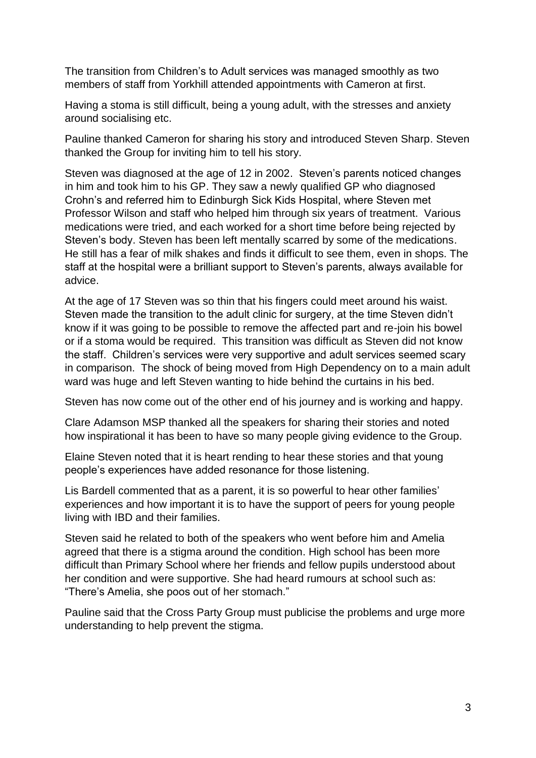The transition from Children's to Adult services was managed smoothly as two members of staff from Yorkhill attended appointments with Cameron at first.

Having a stoma is still difficult, being a young adult, with the stresses and anxiety around socialising etc.

Pauline thanked Cameron for sharing his story and introduced Steven Sharp. Steven thanked the Group for inviting him to tell his story.

Steven was diagnosed at the age of 12 in 2002. Steven's parents noticed changes in him and took him to his GP. They saw a newly qualified GP who diagnosed Crohn's and referred him to Edinburgh Sick Kids Hospital, where Steven met Professor Wilson and staff who helped him through six years of treatment. Various medications were tried, and each worked for a short time before being rejected by Steven's body. Steven has been left mentally scarred by some of the medications. He still has a fear of milk shakes and finds it difficult to see them, even in shops. The staff at the hospital were a brilliant support to Steven's parents, always available for advice.

At the age of 17 Steven was so thin that his fingers could meet around his waist. Steven made the transition to the adult clinic for surgery, at the time Steven didn't know if it was going to be possible to remove the affected part and re-join his bowel or if a stoma would be required. This transition was difficult as Steven did not know the staff. Children's services were very supportive and adult services seemed scary in comparison. The shock of being moved from High Dependency on to a main adult ward was huge and left Steven wanting to hide behind the curtains in his bed.

Steven has now come out of the other end of his journey and is working and happy.

Clare Adamson MSP thanked all the speakers for sharing their stories and noted how inspirational it has been to have so many people giving evidence to the Group.

Elaine Steven noted that it is heart rending to hear these stories and that young people's experiences have added resonance for those listening.

Lis Bardell commented that as a parent, it is so powerful to hear other families' experiences and how important it is to have the support of peers for young people living with IBD and their families.

Steven said he related to both of the speakers who went before him and Amelia agreed that there is a stigma around the condition. High school has been more difficult than Primary School where her friends and fellow pupils understood about her condition and were supportive. She had heard rumours at school such as: "There's Amelia, she poos out of her stomach."

Pauline said that the Cross Party Group must publicise the problems and urge more understanding to help prevent the stigma.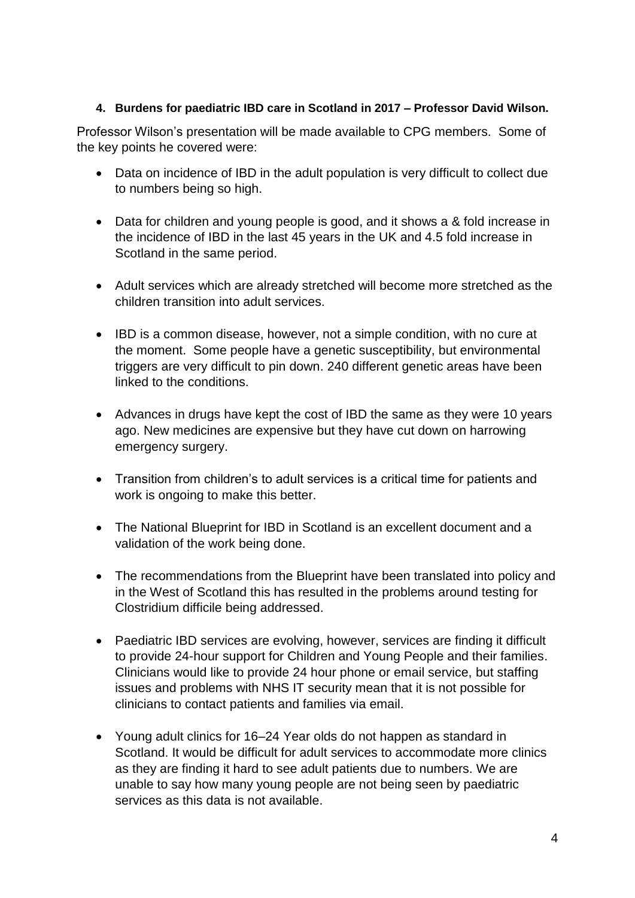4. **Burdens for paediatric IBD care in Scotland in 2017 – Professor David Wilson.**

Professor Wilson's presentation will be made available to CPG members. Some of the key points he covered were:

- Data on incidence of IBD in the adult population is very difficult to collect due to numbers being so high.

- Data for children and young people is good, and it shows a & fold increase in the incidence of IBD in the last 45 years in the UK and 4.5 fold increase in Scotland in the same period.

- Adult services which are already stretched will become more stretched as the children transition into adult services.

- IBD is a common disease, however, not a simple condition, with no cure at the moment. Some people have a genetic susceptibility, but environmental triggers are very difficult to pin down. 240 different genetic areas have been linked to the conditions.

- Advances in drugs have kept the cost of IBD the same as they were 10 years ago. New medicines are expensive but they have cut down on harrowing emergency surgery.

- Transition from children's to adult services is a critical time for patients and work is ongoing to make this better.

- The National Blueprint for IBD in Scotland is an excellent document and a validation of the work being done.

- The recommendations from the Blueprint have been translated into policy and in the West of Scotland this has resulted in the problems around testing for Clostridium difficile being addressed.

- Paediatric IBD services are evolving, however, services are finding it difficult to provide 24-hour support for Children and Young People and their families. Clinicians would like to provide 24 hour phone or email service, but staffing issues and problems with NHS IT security mean that it is not possible for clinicians to contact patients and families via email.

- Young adult clinics for 16–24 Year olds do not happen as standard in Scotland. It would be difficult for adult services to accommodate more clinics as they are finding it hard to see adult patients due to numbers. We are unable to say how many young people are not being seen by paediatric services as this data is not available.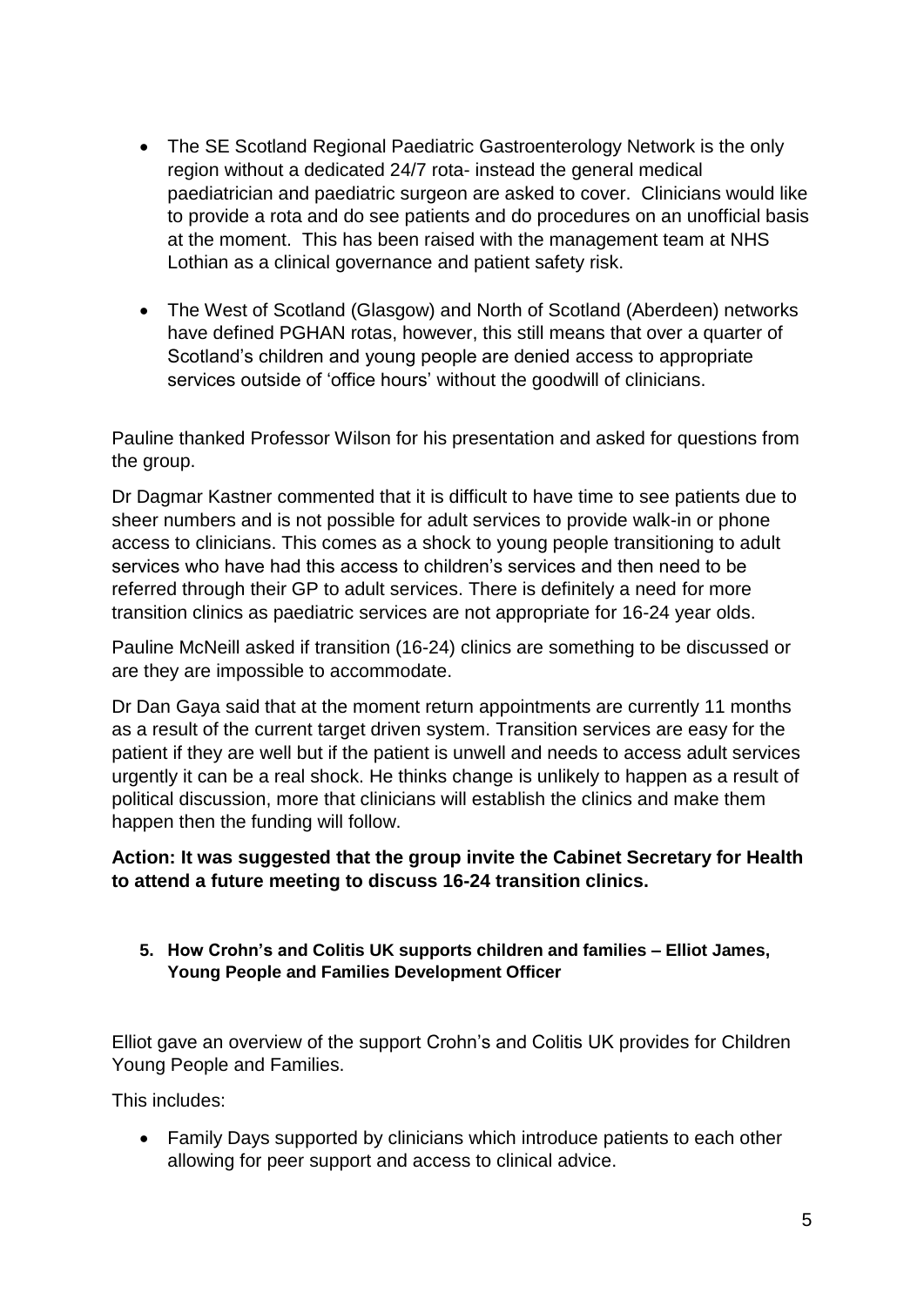- The SE Scotland Regional Paediatric Gastroenterology Network is the only region without a dedicated 24/7 rota- instead the general medical paediatrician and paediatric surgeon are asked to cover. Clinicians would like to provide a rota and do see patients and do procedures on an unofficial basis at the moment. This has been raised with the management team at NHS Lothian as a clinical governance and patient safety risk.

- The West of Scotland (Glasgow) and North of Scotland (Aberdeen) networks have defined PGHAN rotas, however, this still means that over a quarter of Scotland's children and young people are denied access to appropriate services outside of 'office hours' without the goodwill of clinicians.

Pauline thanked Professor Wilson for his presentation and asked for questions from the group.

Dr Dagmar Kastner commented that it is difficult to have time to see patients due to sheer numbers and is not possible for adult services to provide walk-in or phone access to clinicians. This comes as a shock to young people transitioning to adult services who have had this access to children's services and then need to be referred through their GP to adult services. There is definitely a need for more transition clinics as paediatric services are not appropriate for 16-24 year olds.

Pauline McNeill asked if transition (16-24) clinics are something to be discussed or are they are impossible to accommodate.

Dr Dan Gaya said that at the moment return appointments are currently 11 months as a result of the current target driven system. Transition services are easy for the patient if they are well but if the patient is unwell and needs to access adult services urgently it can be a real shock. He thinks change is unlikely to happen as a result of political discussion, more that clinicians will establish the clinics and make them happen then the funding will follow.

**Action: It was suggested that the group invite the Cabinet Secretary for Health to attend a future meeting to discuss 16-24 transition clinics.**

**5. How Crohn's and Colitis UK supports children and families – Elliot James, Young People and Families Development Officer**

Elliot gave an overview of the support Crohn's and Colitis UK provides for Children Young People and Families.

This includes:

- Family Days supported by clinicians which introduce patients to each other allowing for peer support and access to clinical advice.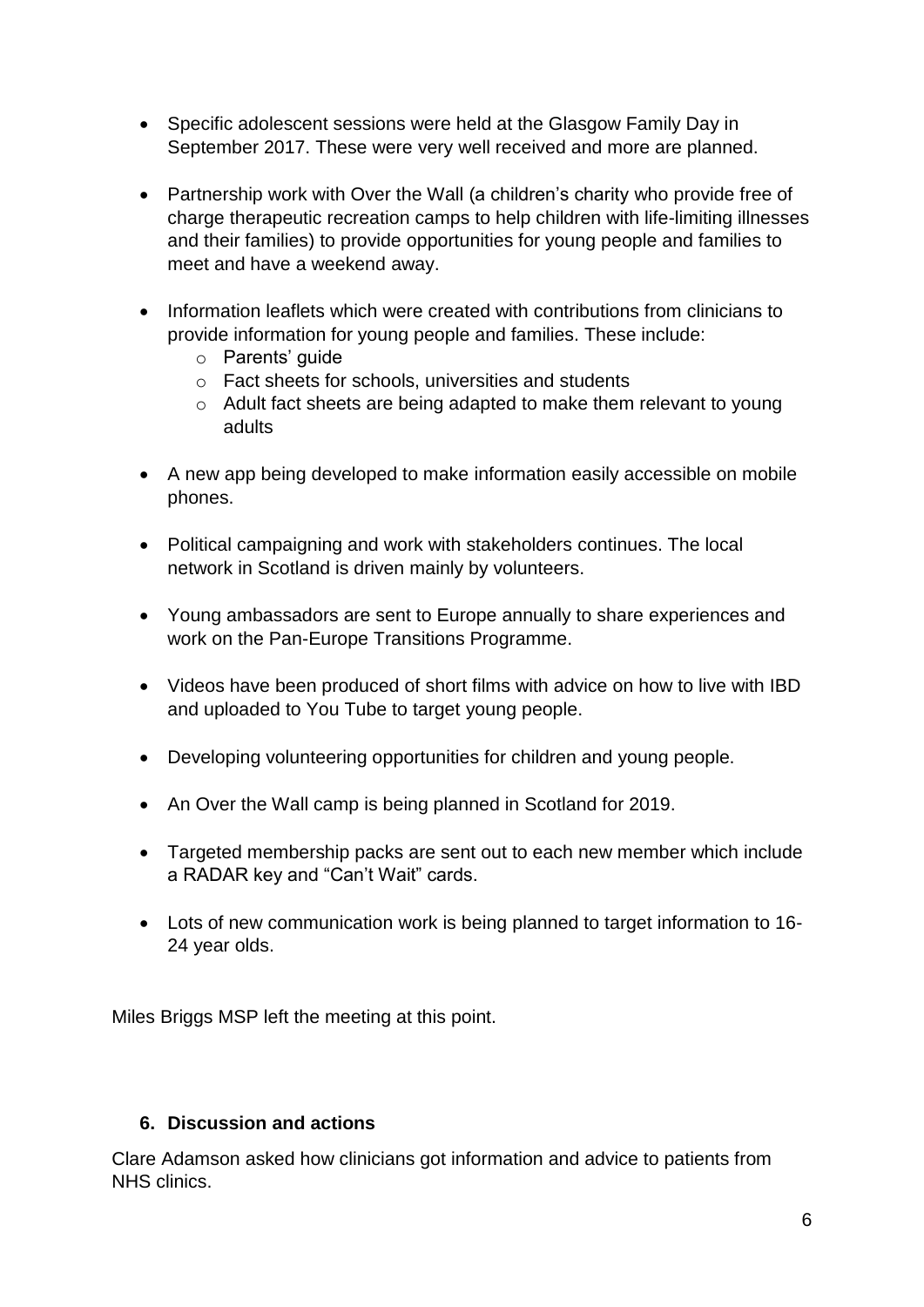- Specific adolescent sessions were held at the Glasgow Family Day in September 2017. These were very well received and more are planned.

- Partnership work with Over the Wall (a children's charity who provide free of charge therapeutic recreation camps to help children with life-limiting illnesses and their families) to provide opportunities for young people and families to meet and have a weekend away.

- Information leaflets which were created with contributions from clinicians to provide information for young people and families. These include:
  - Parents' guide
  - Fact sheets for schools, universities and students
  - Adult fact sheets are being adapted to make them relevant to young adults

- A new app being developed to make information easily accessible on mobile phones.

- Political campaigning and work with stakeholders continues. The local network in Scotland is driven mainly by volunteers.

- Young ambassadors are sent to Europe annually to share experiences and work on the Pan-Europe Transitions Programme.

- Videos have been produced of short films with advice on how to live with IBD and uploaded to You Tube to target young people.

- Developing volunteering opportunities for children and young people.

- An Over the Wall camp is being planned in Scotland for 2019.

- Targeted membership packs are sent out to each new member which include a RADAR key and "Can't Wait" cards.

- Lots of new communication work is being planned to target information to 16-24 year olds.

Miles Briggs MSP left the meeting at this point.

**6. Discussion and actions**

Clare Adamson asked how clinicians got information and advice to patients from NHS clinics.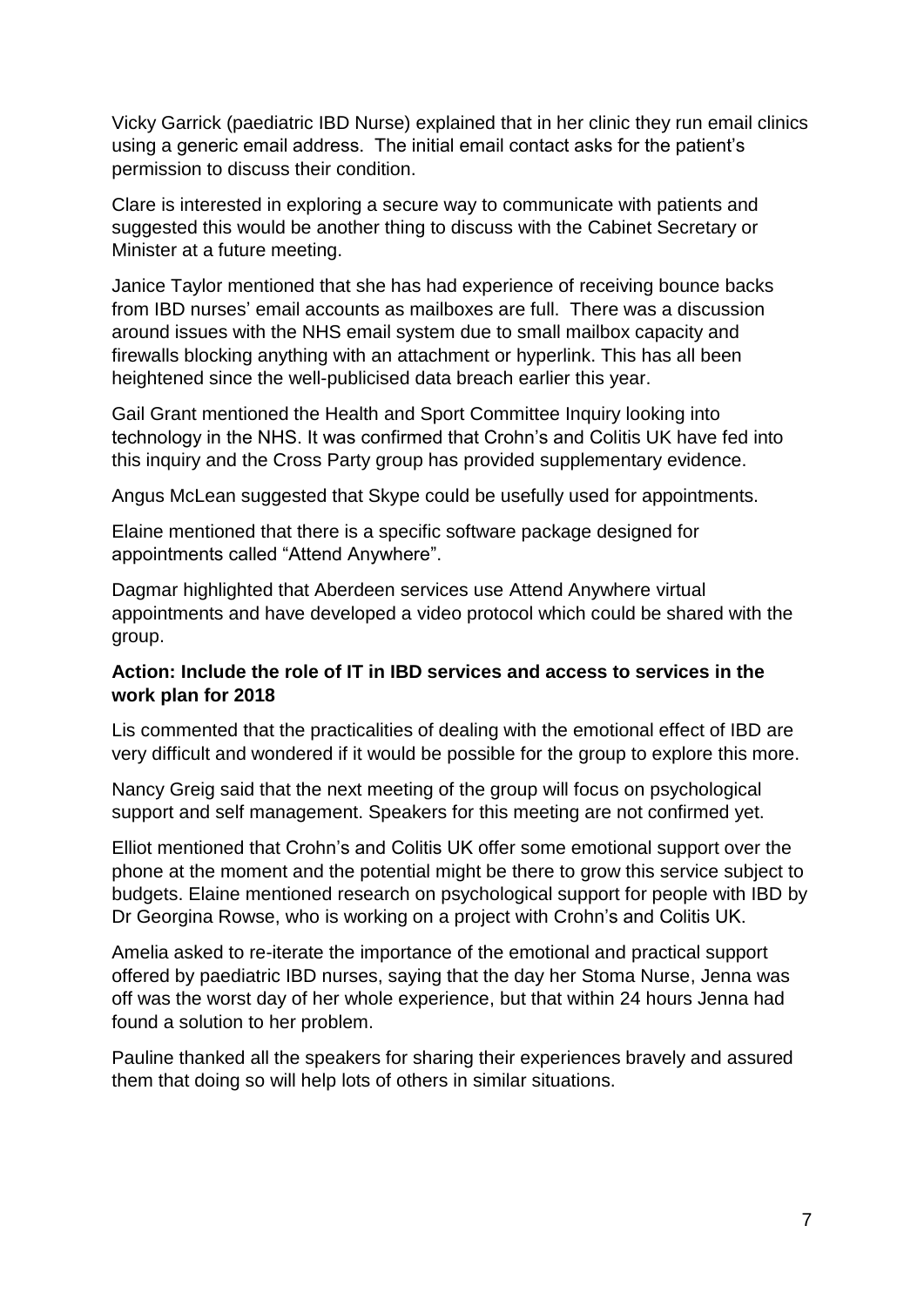Vicky Garrick (paediatric IBD Nurse) explained that in her clinic they run email clinics using a generic email address. The initial email contact asks for the patient's permission to discuss their condition.

Clare is interested in exploring a secure way to communicate with patients and suggested this would be another thing to discuss with the Cabinet Secretary or Minister at a future meeting.

Janice Taylor mentioned that she has had experience of receiving bounce backs from IBD nurses' email accounts as mailboxes are full. There was a discussion around issues with the NHS email system due to small mailbox capacity and firewalls blocking anything with an attachment or hyperlink. This has all been heightened since the well-publicised data breach earlier this year.

Gail Grant mentioned the Health and Sport Committee Inquiry looking into technology in the NHS. It was confirmed that Crohn's and Colitis UK have fed into this inquiry and the Cross Party group has provided supplementary evidence.

Angus McLean suggested that Skype could be usefully used for appointments.

Elaine mentioned that there is a specific software package designed for appointments called "Attend Anywhere".

Dagmar highlighted that Aberdeen services use Attend Anywhere virtual appointments and have developed a video protocol which could be shared with the group.

**Action: Include the role of IT in IBD services and access to services in the work plan for 2018**

Lis commented that the practicalities of dealing with the emotional effect of IBD are very difficult and wondered if it would be possible for the group to explore this more.

Nancy Greig said that the next meeting of the group will focus on psychological support and self management. Speakers for this meeting are not confirmed yet.

Elliot mentioned that Crohn's and Colitis UK offer some emotional support over the phone at the moment and the potential might be there to grow this service subject to budgets. Elaine mentioned research on psychological support for people with IBD by Dr Georgina Rowse, who is working on a project with Crohn's and Colitis UK.

Amelia asked to re-iterate the importance of the emotional and practical support offered by paediatric IBD nurses, saying that the day her Stoma Nurse, Jenna was off was the worst day of her whole experience, but that within 24 hours Jenna had found a solution to her problem.

Pauline thanked all the speakers for sharing their experiences bravely and assured them that doing so will help lots of others in similar situations.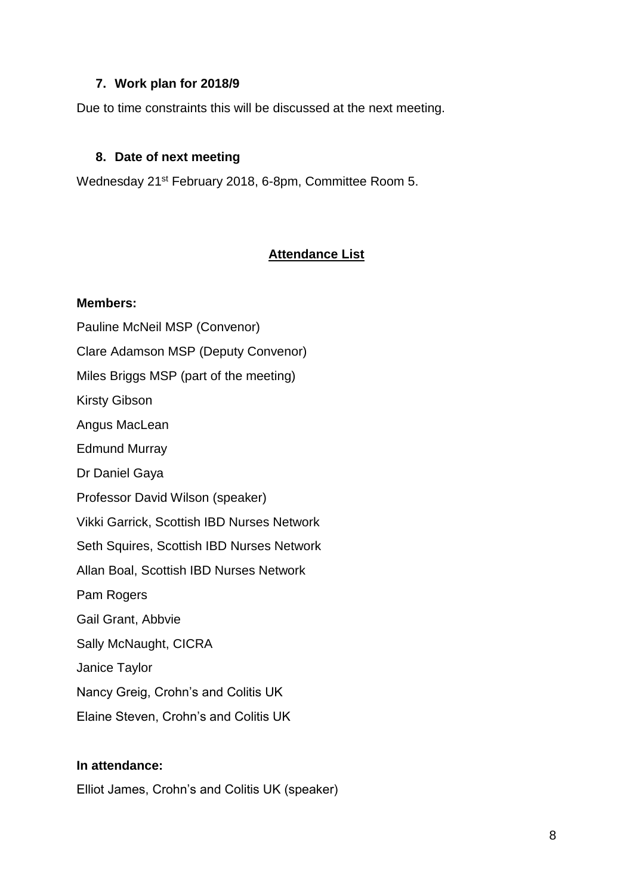## 7. Work plan for 2018/9

Due to time constraints this will be discussed at the next meeting.

## 8. Date of next meeting

Wednesday 21st February 2018, 6-8pm, Committee Room 5.

## Attendance List

**Members:**

Pauline McNeil MSP (Convenor)

Clare Adamson MSP (Deputy Convenor)

Miles Briggs MSP (part of the meeting)

Kirsty Gibson

Angus MacLean

Edmund Murray

Dr Daniel Gaya

Professor David Wilson (speaker)

Vikki Garrick, Scottish IBD Nurses Network

Seth Squires, Scottish IBD Nurses Network

Allan Boal, Scottish IBD Nurses Network

Pam Rogers

Gail Grant, Abbvie

Sally McNaught, CICRA

Janice Taylor

Nancy Greig, Crohn's and Colitis UK

Elaine Steven, Crohn's and Colitis UK

**In attendance:**

Elliot James, Crohn's and Colitis UK (speaker)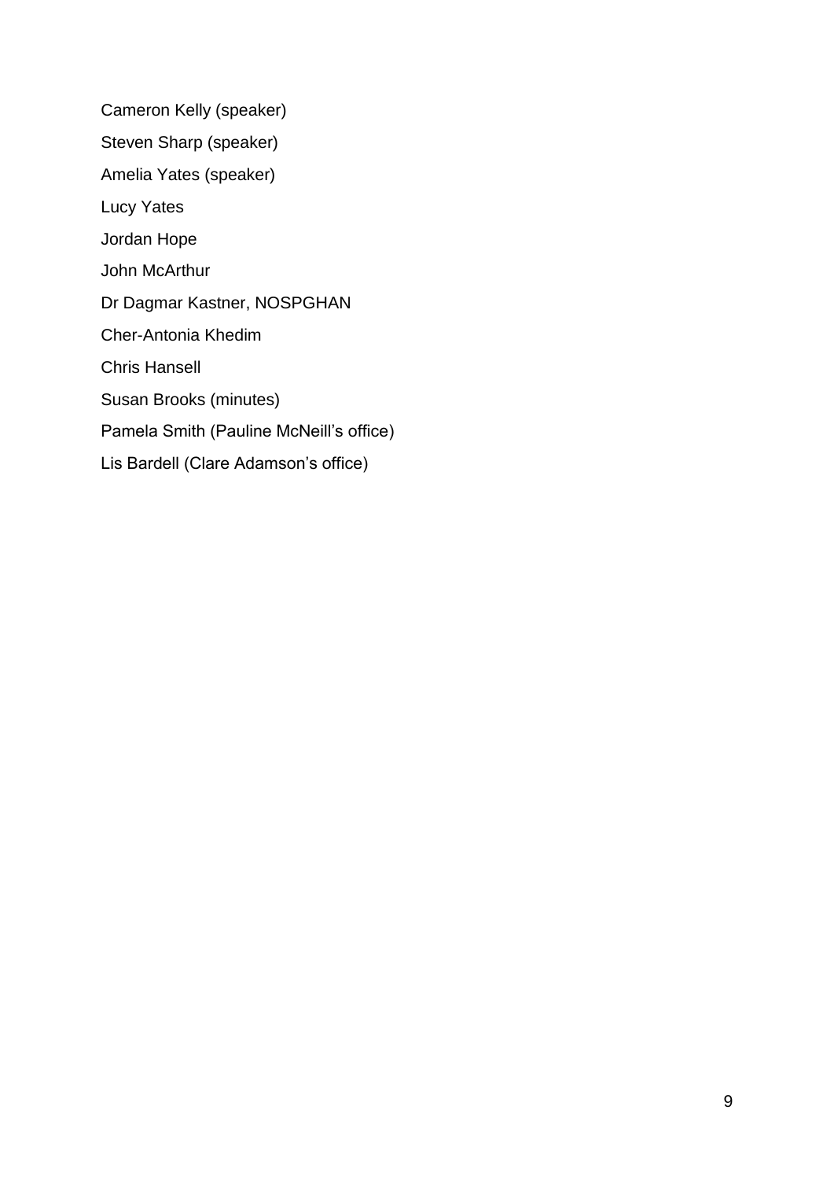Cameron Kelly (speaker)

Steven Sharp (speaker)

Amelia Yates (speaker)

Lucy Yates

Jordan Hope

John McArthur

Dr Dagmar Kastner, NOSPGHAN

Cher-Antonia Khedim

Chris Hansell

Susan Brooks (minutes)

Pamela Smith (Pauline McNeill's office)

Lis Bardell (Clare Adamson's office)